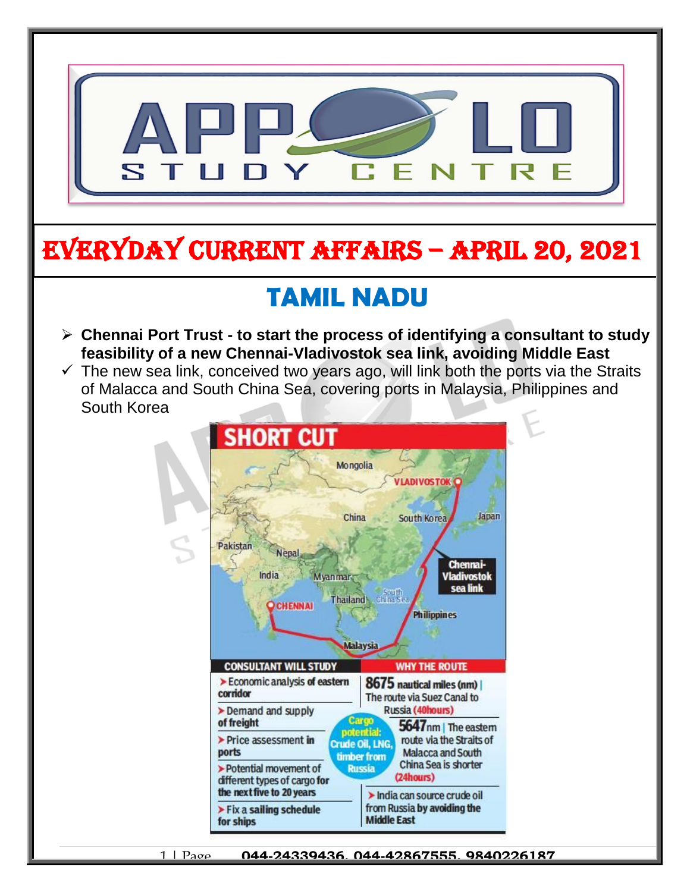# EVERYDAY CURRENT AFFAIRS – APRIL 20, 2021

## TAMIL NADU

- **Chennai Port Trust - to start the process of identifying a consultant to study feasibility of a new Chennai-Vladivostok sea link, avoiding Middle East**
- ✓ The new sea link, conceived two years ago, will link both the ports via the Straits of Malacca and South China Sea, covering ports in Malaysia, Philippines and South Korea

**SHORT CUT**

Chennai-Vladivostok sea link

| CONSULTANT WILL STUDY | WHY THE ROUTE |
|---|---|
| Economic analysis of eastern corridor | 8675 nautical miles (nm) \| The route via Suez Canal to Russia (40hours) |
| Demand and supply of freight | 5647nm \| The eastern route via the Straits of Malacca and South China Sea is shorter (24hours) |
| Price assessment in ports | India can source crude oil from Russia by avoiding the Middle East |
| Potential movement of different types of cargo for the next five to 20 years | |
| Fix a sailing schedule for ships | |

Cargo potential: Crude Oil, LNG, timber from Russia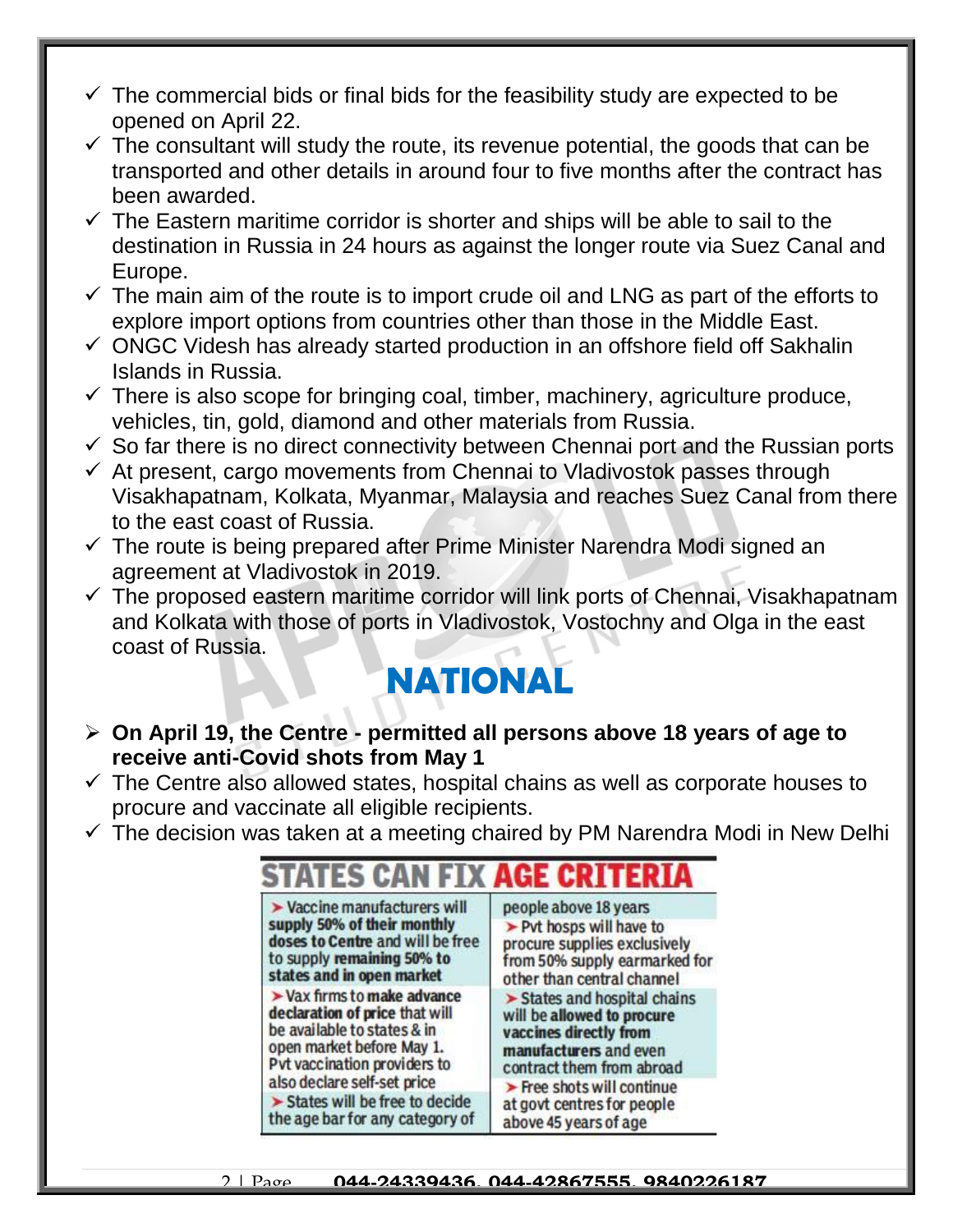- ✓ The commercial bids or final bids for the feasibility study are expected to be opened on April 22.
- ✓ The consultant will study the route, its revenue potential, the goods that can be transported and other details in around four to five months after the contract has been awarded.
- ✓ The Eastern maritime corridor is shorter and ships will be able to sail to the destination in Russia in 24 hours as against the longer route via Suez Canal and Europe.
- ✓ The main aim of the route is to import crude oil and LNG as part of the efforts to explore import options from countries other than those in the Middle East.
- ✓ ONGC Videsh has already started production in an offshore field off Sakhalin Islands in Russia.
- ✓ There is also scope for bringing coal, timber, machinery, agriculture produce, vehicles, tin, gold, diamond and other materials from Russia.
- ✓ So far there is no direct connectivity between Chennai port and the Russian ports
- ✓ At present, cargo movements from Chennai to Vladivostok passes through Visakhapatnam, Kolkata, Myanmar, Malaysia and reaches Suez Canal from there to the east coast of Russia.
- ✓ The route is being prepared after Prime Minister Narendra Modi signed an agreement at Vladivostok in 2019.
- ✓ The proposed eastern maritime corridor will link ports of Chennai, Visakhapatnam and Kolkata with those of ports in Vladivostok, Vostochny and Olga in the east coast of Russia.

# NATIONAL

- ➢ **On April 19, the Centre - permitted all persons above 18 years of age to receive anti-Covid shots from May 1**
- ✓ The Centre also allowed states, hospital chains as well as corporate houses to procure and vaccinate all eligible recipients.
- ✓ The decision was taken at a meeting chaired by PM Narendra Modi in New Delhi

**STATES CAN FIX AGE CRITERIA**

- Vaccine manufacturers will **supply 50% of their monthly doses to Centre** and will be free to supply **remaining 50% to states and in open market**
- Vax firms to **make advance declaration of price** that will be available to states & in open market before May 1. Pvt vaccination providers to also declare self-set price
- States will be free to decide the age bar for any category of people above 18 years
- Pvt hosps will have to procure supplies exclusively from 50% supply earmarked for other than central channel
- States and hospital chains will be **allowed to procure vaccines directly from manufacturers** and even contract them from abroad
- Free shots will continue at govt centres for people above 45 years of age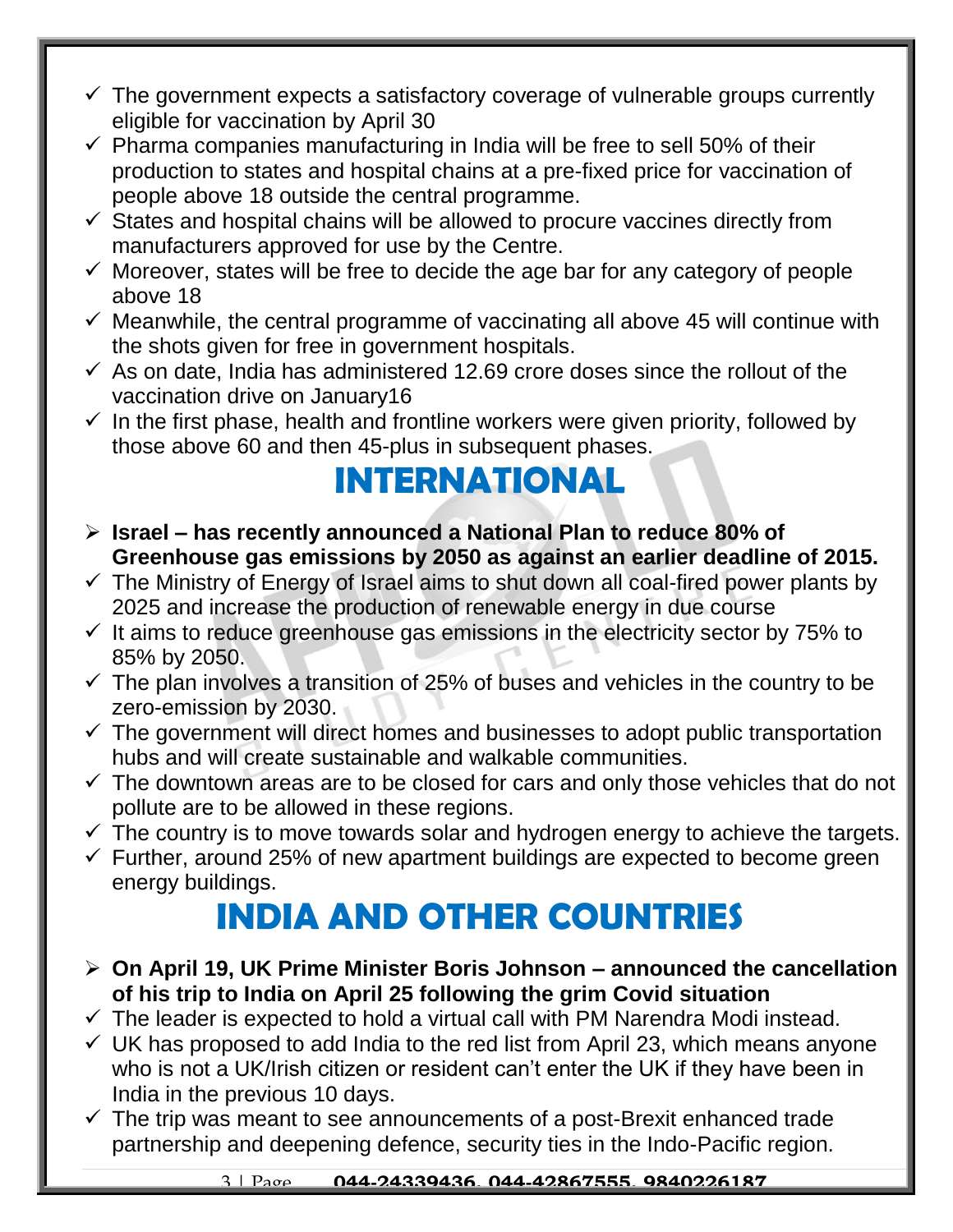- ✓ The government expects a satisfactory coverage of vulnerable groups currently eligible for vaccination by April 30
- ✓ Pharma companies manufacturing in India will be free to sell 50% of their production to states and hospital chains at a pre-fixed price for vaccination of people above 18 outside the central programme.
- ✓ States and hospital chains will be allowed to procure vaccines directly from manufacturers approved for use by the Centre.
- ✓ Moreover, states will be free to decide the age bar for any category of people above 18
- ✓ Meanwhile, the central programme of vaccinating all above 45 will continue with the shots given for free in government hospitals.
- ✓ As on date, India has administered 12.69 crore doses since the rollout of the vaccination drive on January16
- ✓ In the first phase, health and frontline workers were given priority, followed by those above 60 and then 45-plus in subsequent phases.

# INTERNATIONAL

- **Israel – has recently announced a National Plan to reduce 80% of Greenhouse gas emissions by 2050 as against an earlier deadline of 2015.**
- ✓ The Ministry of Energy of Israel aims to shut down all coal-fired power plants by 2025 and increase the production of renewable energy in due course
- ✓ It aims to reduce greenhouse gas emissions in the electricity sector by 75% to 85% by 2050.
- ✓ The plan involves a transition of 25% of buses and vehicles in the country to be zero-emission by 2030.
- ✓ The government will direct homes and businesses to adopt public transportation hubs and will create sustainable and walkable communities.
- ✓ The downtown areas are to be closed for cars and only those vehicles that do not pollute are to be allowed in these regions.
- ✓ The country is to move towards solar and hydrogen energy to achieve the targets.
- ✓ Further, around 25% of new apartment buildings are expected to become green energy buildings.

# INDIA AND OTHER COUNTRIES

- **On April 19, UK Prime Minister Boris Johnson – announced the cancellation of his trip to India on April 25 following the grim Covid situation**
- ✓ The leader is expected to hold a virtual call with PM Narendra Modi instead.
- ✓ UK has proposed to add India to the red list from April 23, which means anyone who is not a UK/Irish citizen or resident can't enter the UK if they have been in India in the previous 10 days.
- ✓ The trip was meant to see announcements of a post-Brexit enhanced trade partnership and deepening defence, security ties in the Indo-Pacific region.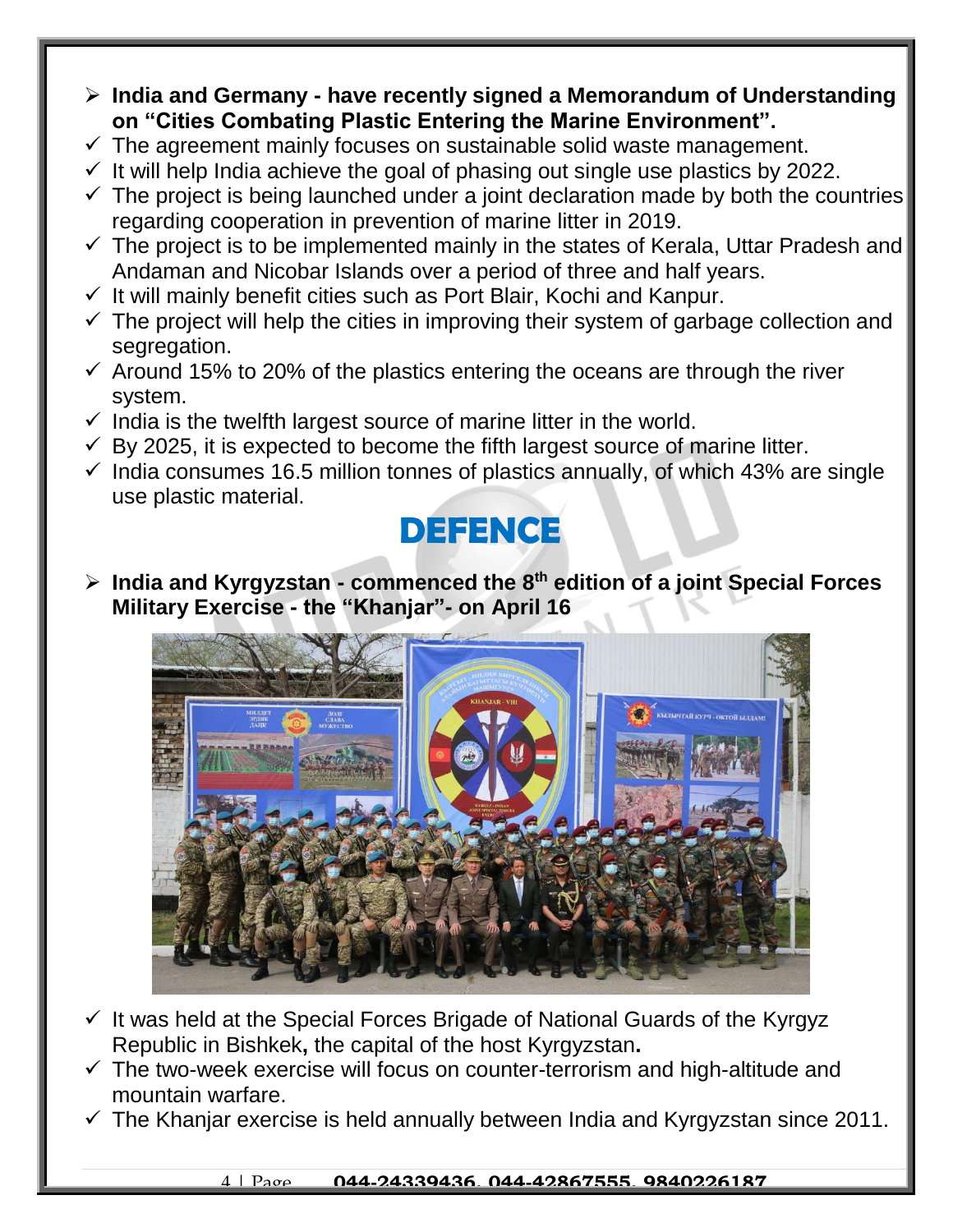- **India and Germany - have recently signed a Memorandum of Understanding on "Cities Combating Plastic Entering the Marine Environment".**
  - The agreement mainly focuses on sustainable solid waste management.
  - It will help India achieve the goal of phasing out single use plastics by 2022.
  - The project is being launched under a joint declaration made by both the countries regarding cooperation in prevention of marine litter in 2019.
  - The project is to be implemented mainly in the states of Kerala, Uttar Pradesh and Andaman and Nicobar Islands over a period of three and half years.
  - It will mainly benefit cities such as Port Blair, Kochi and Kanpur.
  - The project will help the cities in improving their system of garbage collection and segregation.
  - Around 15% to 20% of the plastics entering the oceans are through the river system.
  - India is the twelfth largest source of marine litter in the world.
  - By 2025, it is expected to become the fifth largest source of marine litter.
  - India consumes 16.5 million tonnes of plastics annually, of which 43% are single use plastic material.

# DEFENCE

- **India and Kyrgyzstan - commenced the 8th edition of a joint Special Forces Military Exercise - the "Khanjar"- on April 16**
  - It was held at the Special Forces Brigade of National Guards of the Kyrgyz Republic in Bishkek**,** the capital of the host Kyrgyzstan**.**
  - The two-week exercise will focus on counter-terrorism and high-altitude and mountain warfare.
  - The Khanjar exercise is held annually between India and Kyrgyzstan since 2011.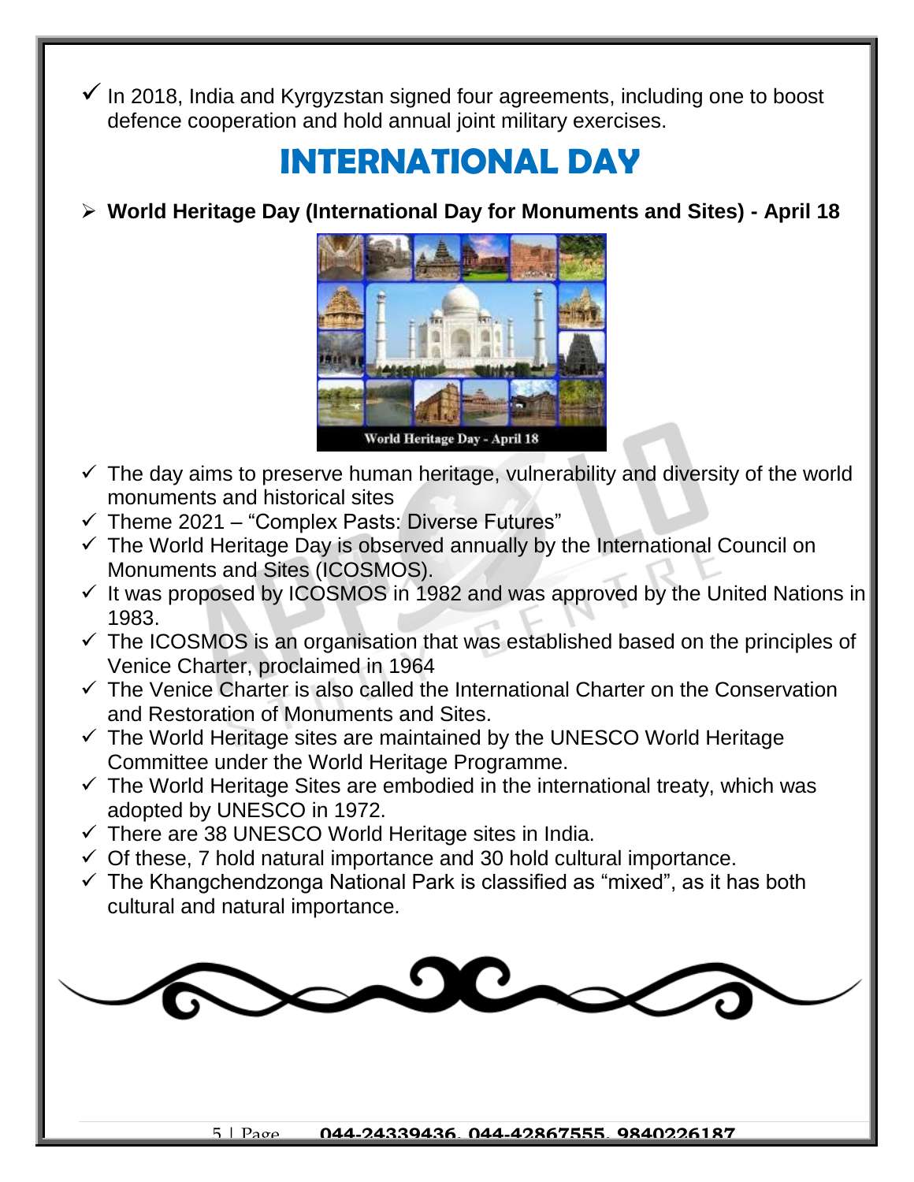- ✓ In 2018, India and Kyrgyzstan signed four agreements, including one to boost defence cooperation and hold annual joint military exercises.

# INTERNATIONAL DAY

- **World Heritage Day (International Day for Monuments and Sites) - April 18**

World Heritage Day - April 18

- ✓ The day aims to preserve human heritage, vulnerability and diversity of the world monuments and historical sites
- ✓ Theme 2021 – "Complex Pasts: Diverse Futures"
- ✓ The World Heritage Day is observed annually by the International Council on Monuments and Sites (ICOSMOS).
- ✓ It was proposed by ICOSMOS in 1982 and was approved by the United Nations in 1983.
- ✓ The ICOSMOS is an organisation that was established based on the principles of Venice Charter, proclaimed in 1964
- ✓ The Venice Charter is also called the International Charter on the Conservation and Restoration of Monuments and Sites.
- ✓ The World Heritage sites are maintained by the UNESCO World Heritage Committee under the World Heritage Programme.
- ✓ The World Heritage Sites are embodied in the international treaty, which was adopted by UNESCO in 1972.
- ✓ There are 38 UNESCO World Heritage sites in India.
- ✓ Of these, 7 hold natural importance and 30 hold cultural importance.
- ✓ The Khangchendzonga National Park is classified as "mixed", as it has both cultural and natural importance.